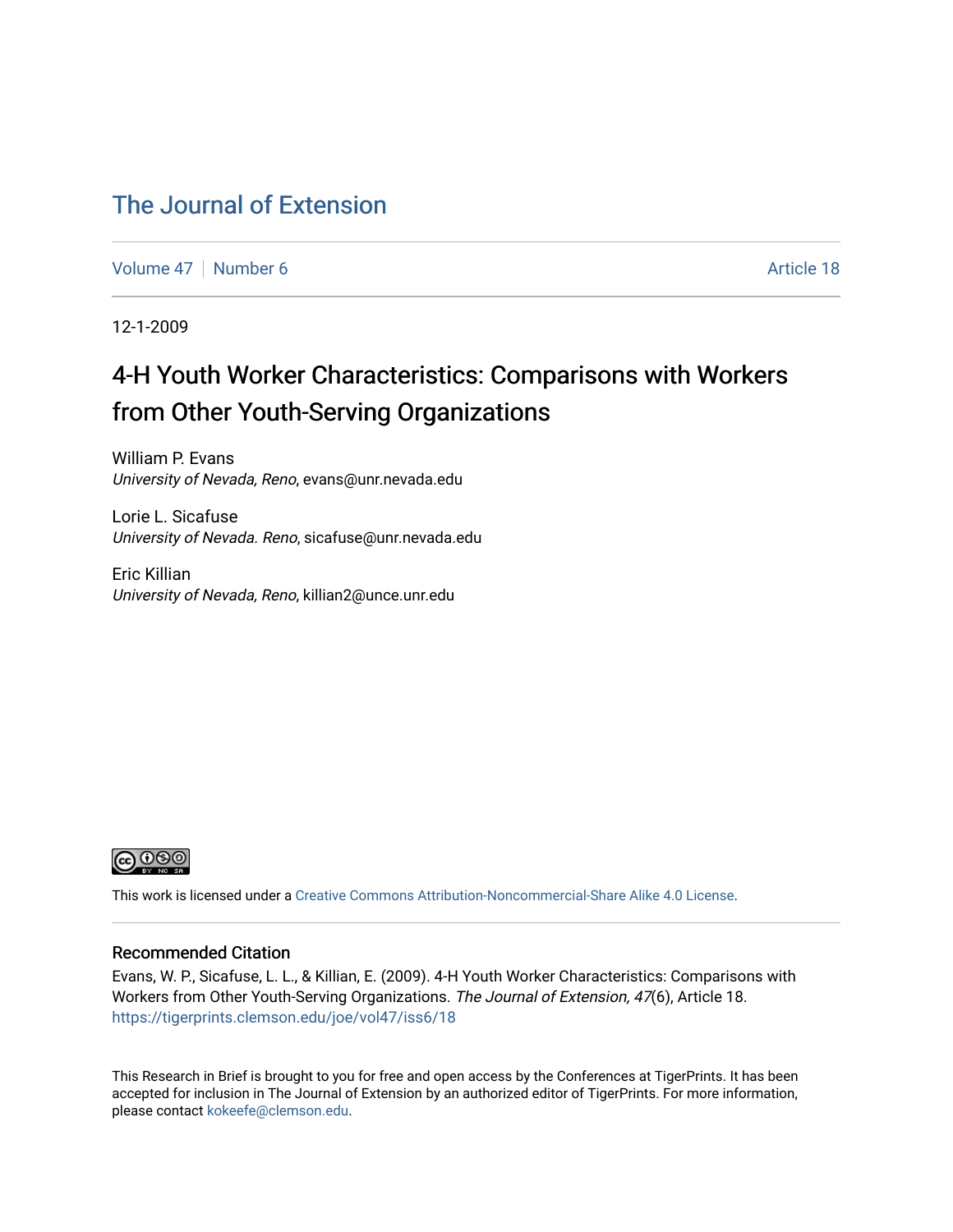# The Journal of Extension

Volume 47 | Number 6 | Article 18

12-1-2009

## 4-H Youth Worker Characteristics: Comparisons with Workers from Other Youth-Serving Organizations

William P. Evans
*University of Nevada, Reno*, evans@unr.nevada.edu

Lorie L. Sicafuse
*University of Nevada. Reno*, sicafuse@unr.nevada.edu

Eric Killian
*University of Nevada, Reno*, killian2@unce.unr.edu

This work is licensed under a Creative Commons Attribution-Noncommercial-Share Alike 4.0 License.

### Recommended Citation

Evans, W. P., Sicafuse, L. L., & Killian, E. (2009). 4-H Youth Worker Characteristics: Comparisons with Workers from Other Youth-Serving Organizations. *The Journal of Extension, 47*(6), Article 18. https://tigerprints.clemson.edu/joe/vol47/iss6/18

This Research in Brief is brought to you for free and open access by the Conferences at TigerPrints. It has been accepted for inclusion in The Journal of Extension by an authorized editor of TigerPrints. For more information, please contact kokeefe@clemson.edu.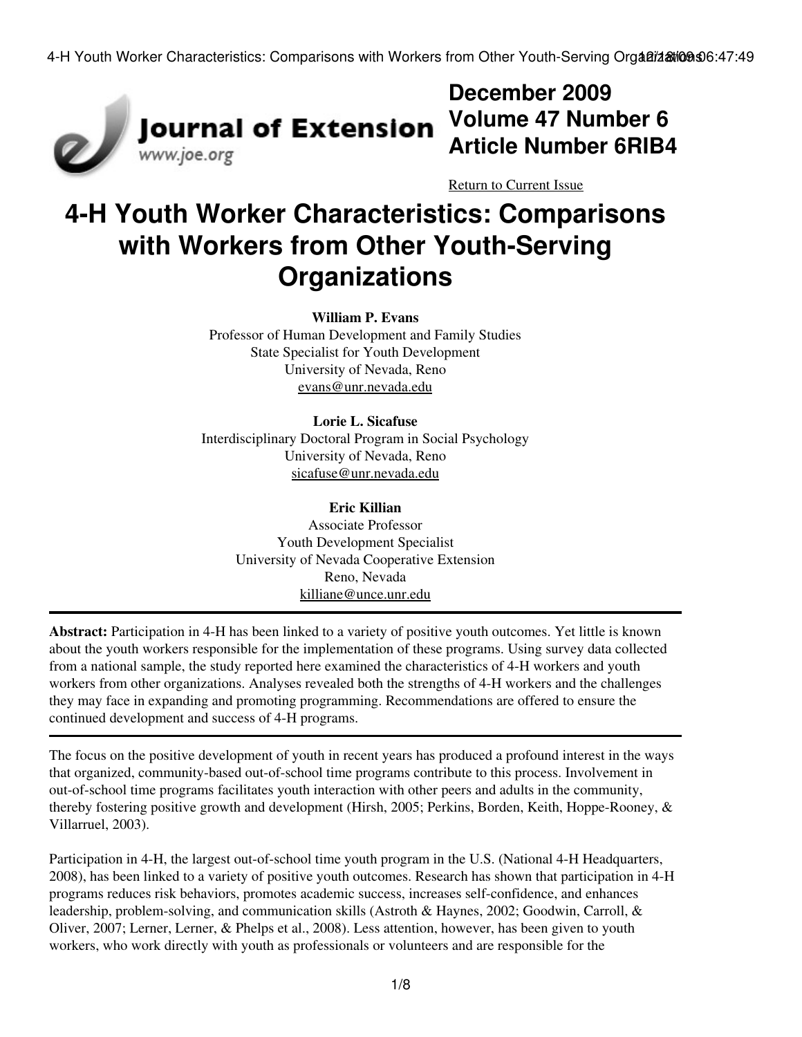December 2009
Volume 47 Number 6
Article Number 6RIB4

Return to Current Issue

# 4-H Youth Worker Characteristics: Comparisons with Workers from Other Youth-Serving Organizations

**William P. Evans**
Professor of Human Development and Family Studies
State Specialist for Youth Development
University of Nevada, Reno
evans@unr.nevada.edu

**Lorie L. Sicafuse**
Interdisciplinary Doctoral Program in Social Psychology
University of Nevada, Reno
sicafuse@unr.nevada.edu

**Eric Killian**
Associate Professor
Youth Development Specialist
University of Nevada Cooperative Extension
Reno, Nevada
killiane@unce.unr.edu

---

**Abstract:** Participation in 4-H has been linked to a variety of positive youth outcomes. Yet little is known about the youth workers responsible for the implementation of these programs. Using survey data collected from a national sample, the study reported here examined the characteristics of 4-H workers and youth workers from other organizations. Analyses revealed both the strengths of 4-H workers and the challenges they may face in expanding and promoting programming. Recommendations are offered to ensure the continued development and success of 4-H programs.

---

The focus on the positive development of youth in recent years has produced a profound interest in the ways that organized, community-based out-of-school time programs contribute to this process. Involvement in out-of-school time programs facilitates youth interaction with other peers and adults in the community, thereby fostering positive growth and development (Hirsh, 2005; Perkins, Borden, Keith, Hoppe-Rooney, & Villarruel, 2003).

Participation in 4-H, the largest out-of-school time youth program in the U.S. (National 4-H Headquarters, 2008), has been linked to a variety of positive youth outcomes. Research has shown that participation in 4-H programs reduces risk behaviors, promotes academic success, increases self-confidence, and enhances leadership, problem-solving, and communication skills (Astroth & Haynes, 2002; Goodwin, Carroll, & Oliver, 2007; Lerner, Lerner, & Phelps et al., 2008). Less attention, however, has been given to youth workers, who work directly with youth as professionals or volunteers and are responsible for the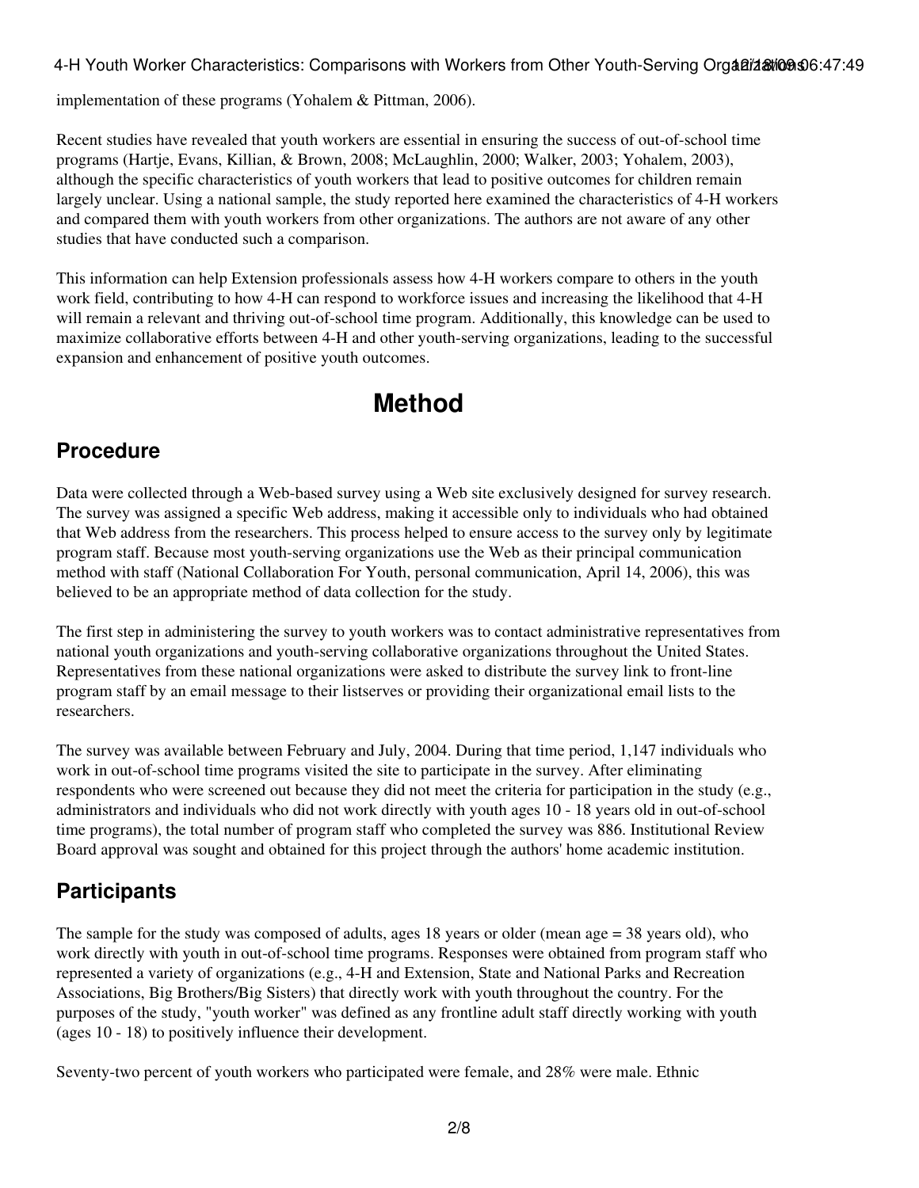implementation of these programs (Yohalem & Pittman, 2006).

Recent studies have revealed that youth workers are essential in ensuring the success of out-of-school time programs (Hartje, Evans, Killian, & Brown, 2008; McLaughlin, 2000; Walker, 2003; Yohalem, 2003), although the specific characteristics of youth workers that lead to positive outcomes for children remain largely unclear. Using a national sample, the study reported here examined the characteristics of 4-H workers and compared them with youth workers from other organizations. The authors are not aware of any other studies that have conducted such a comparison.

This information can help Extension professionals assess how 4-H workers compare to others in the youth work field, contributing to how 4-H can respond to workforce issues and increasing the likelihood that 4-H will remain a relevant and thriving out-of-school time program. Additionally, this knowledge can be used to maximize collaborative efforts between 4-H and other youth-serving organizations, leading to the successful expansion and enhancement of positive youth outcomes.

# Method

## Procedure

Data were collected through a Web-based survey using a Web site exclusively designed for survey research. The survey was assigned a specific Web address, making it accessible only to individuals who had obtained that Web address from the researchers. This process helped to ensure access to the survey only by legitimate program staff. Because most youth-serving organizations use the Web as their principal communication method with staff (National Collaboration For Youth, personal communication, April 14, 2006), this was believed to be an appropriate method of data collection for the study.

The first step in administering the survey to youth workers was to contact administrative representatives from national youth organizations and youth-serving collaborative organizations throughout the United States. Representatives from these national organizations were asked to distribute the survey link to front-line program staff by an email message to their listserves or providing their organizational email lists to the researchers.

The survey was available between February and July, 2004. During that time period, 1,147 individuals who work in out-of-school time programs visited the site to participate in the survey. After eliminating respondents who were screened out because they did not meet the criteria for participation in the study (e.g., administrators and individuals who did not work directly with youth ages 10 - 18 years old in out-of-school time programs), the total number of program staff who completed the survey was 886. Institutional Review Board approval was sought and obtained for this project through the authors' home academic institution.

## Participants

The sample for the study was composed of adults, ages 18 years or older (mean age = 38 years old), who work directly with youth in out-of-school time programs. Responses were obtained from program staff who represented a variety of organizations (e.g., 4-H and Extension, State and National Parks and Recreation Associations, Big Brothers/Big Sisters) that directly work with youth throughout the country. For the purposes of the study, "youth worker" was defined as any frontline adult staff directly working with youth (ages 10 - 18) to positively influence their development.

Seventy-two percent of youth workers who participated were female, and 28% were male. Ethnic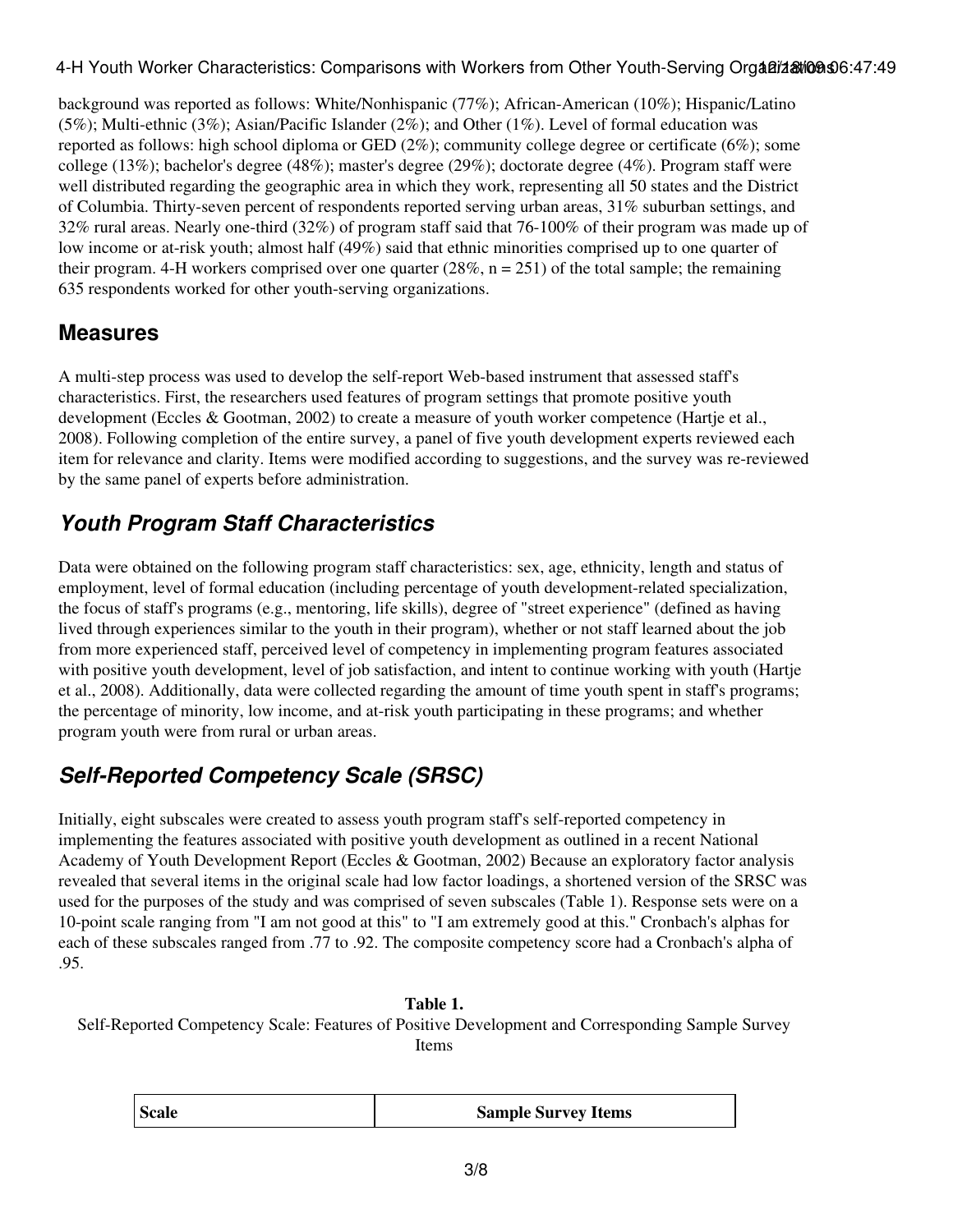background was reported as follows: White/Nonhispanic (77%); African-American (10%); Hispanic/Latino (5%); Multi-ethnic (3%); Asian/Pacific Islander (2%); and Other (1%). Level of formal education was reported as follows: high school diploma or GED (2%); community college degree or certificate (6%); some college (13%); bachelor's degree (48%); master's degree (29%); doctorate degree (4%). Program staff were well distributed regarding the geographic area in which they work, representing all 50 states and the District of Columbia. Thirty-seven percent of respondents reported serving urban areas, 31% suburban settings, and 32% rural areas. Nearly one-third (32%) of program staff said that 76-100% of their program was made up of low income or at-risk youth; almost half (49%) said that ethnic minorities comprised up to one quarter of their program. 4-H workers comprised over one quarter (28%, n = 251) of the total sample; the remaining 635 respondents worked for other youth-serving organizations.

## Measures

A multi-step process was used to develop the self-report Web-based instrument that assessed staff's characteristics. First, the researchers used features of program settings that promote positive youth development (Eccles & Gootman, 2002) to create a measure of youth worker competence (Hartje et al., 2008). Following completion of the entire survey, a panel of five youth development experts reviewed each item for relevance and clarity. Items were modified according to suggestions, and the survey was re-reviewed by the same panel of experts before administration.

### *Youth Program Staff Characteristics*

Data were obtained on the following program staff characteristics: sex, age, ethnicity, length and status of employment, level of formal education (including percentage of youth development-related specialization, the focus of staff's programs (e.g., mentoring, life skills), degree of "street experience" (defined as having lived through experiences similar to the youth in their program), whether or not staff learned about the job from more experienced staff, perceived level of competency in implementing program features associated with positive youth development, level of job satisfaction, and intent to continue working with youth (Hartje et al., 2008). Additionally, data were collected regarding the amount of time youth spent in staff's programs; the percentage of minority, low income, and at-risk youth participating in these programs; and whether program youth were from rural or urban areas.

### *Self-Reported Competency Scale (SRSC)*

Initially, eight subscales were created to assess youth program staff's self-reported competency in implementing the features associated with positive youth development as outlined in a recent National Academy of Youth Development Report (Eccles & Gootman, 2002) Because an exploratory factor analysis revealed that several items in the original scale had low factor loadings, a shortened version of the SRSC was used for the purposes of the study and was comprised of seven subscales (Table 1). Response sets were on a 10-point scale ranging from "I am not good at this" to "I am extremely good at this." Cronbach's alphas for each of these subscales ranged from .77 to .92. The composite competency score had a Cronbach's alpha of .95.

**Table 1.**
Self-Reported Competency Scale: Features of Positive Development and Corresponding Sample Survey Items

| Scale | Sample Survey Items |
|---|---|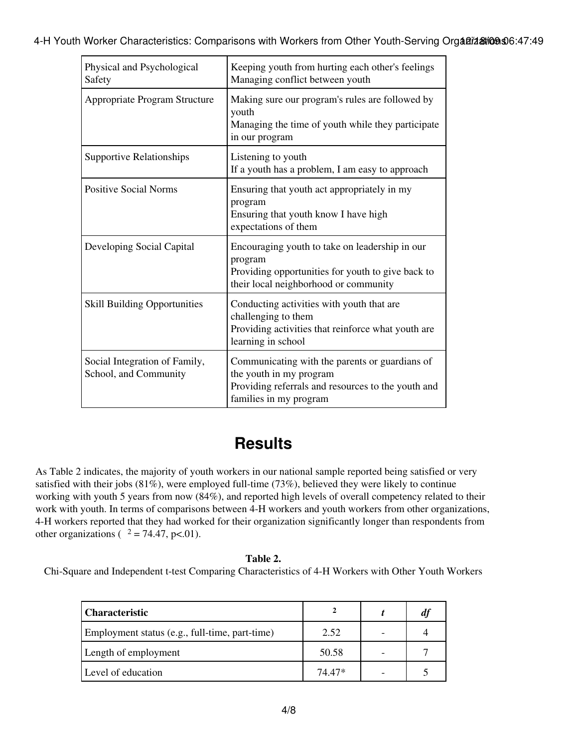| | |
|---|---|
| Physical and Psychological Safety | Keeping youth from hurting each other's feelings<br>Managing conflict between youth |
| Appropriate Program Structure | Making sure our program's rules are followed by youth<br>Managing the time of youth while they participate in our program |
| Supportive Relationships | Listening to youth<br>If a youth has a problem, I am easy to approach |
| Positive Social Norms | Ensuring that youth act appropriately in my program<br>Ensuring that youth know I have high expectations of them |
| Developing Social Capital | Encouraging youth to take on leadership in our program<br>Providing opportunities for youth to give back to their local neighborhood or community |
| Skill Building Opportunities | Conducting activities with youth that are challenging to them<br>Providing activities that reinforce what youth are learning in school |
| Social Integration of Family, School, and Community | Communicating with the parents or guardians of the youth in my program<br>Providing referrals and resources to the youth and families in my program |

## Results

As Table 2 indicates, the majority of youth workers in our national sample reported being satisfied or very satisfied with their jobs (81%), were employed full-time (73%), believed they were likely to continue working with youth 5 years from now (84%), and reported high levels of overall competency related to their work with youth. In terms of comparisons between 4-H workers and youth workers from other organizations, 4-H workers reported that they had worked for their organization significantly longer than respondents from other organizations ( $^2$ = 74.47, p<.01).

**Table 2.**
Chi-Square and Independent t-test Comparing Characteristics of 4-H Workers with Other Youth Workers

| **Characteristic** | $^2$ | *t* | *df* |
|---|---|---|---|
| Employment status (e.g., full-time, part-time) | 2.52 | - | 4 |
| Length of employment | 50.58 | - | 7 |
| Level of education | 74.47* | - | 5 |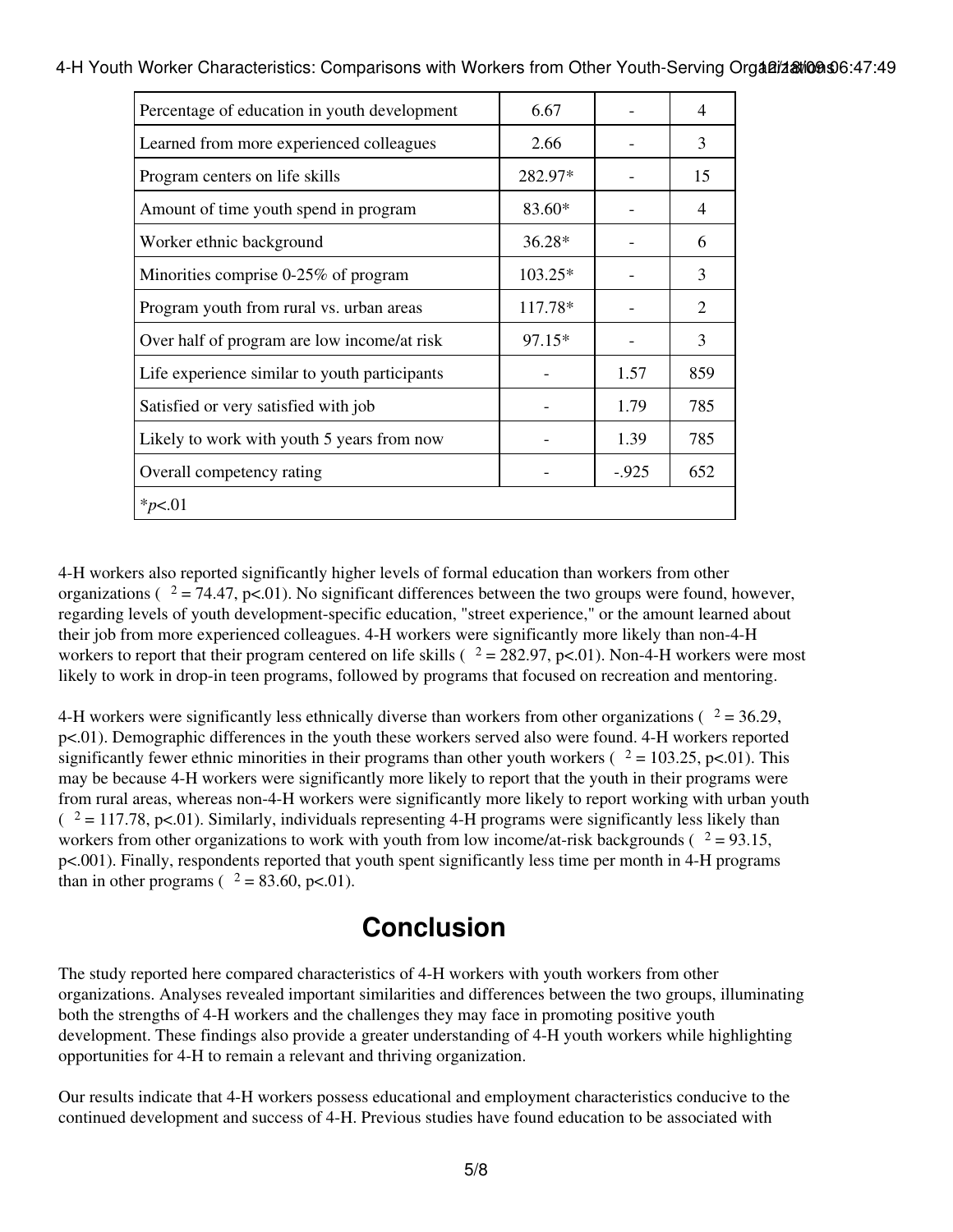| | | | |
|---|---|---|---|
| Percentage of education in youth development | 6.67 | - | 4 |
| Learned from more experienced colleagues | 2.66 | - | 3 |
| Program centers on life skills | 282.97* | - | 15 |
| Amount of time youth spend in program | 83.60* | - | 4 |
| Worker ethnic background | 36.28* | - | 6 |
| Minorities comprise 0-25% of program | 103.25* | - | 3 |
| Program youth from rural vs. urban areas | 117.78* | - | 2 |
| Over half of program are low income/at risk | 97.15* | - | 3 |
| Life experience similar to youth participants | - | 1.57 | 859 |
| Satisfied or very satisfied with job | - | 1.79 | 785 |
| Likely to work with youth 5 years from now | - | 1.39 | 785 |
| Overall competency rating | - | -.925 | 652 |
| *$p$<.01 | | | |

4-H workers also reported significantly higher levels of formal education than workers from other organizations ( $^2$ = 74.47, p<.01). No significant differences between the two groups were found, however, regarding levels of youth development-specific education, "street experience," or the amount learned about their job from more experienced colleagues. 4-H workers were significantly more likely than non-4-H workers to report that their program centered on life skills ( $^2$ = 282.97, p<.01). Non-4-H workers were most likely to work in drop-in teen programs, followed by programs that focused on recreation and mentoring.

4-H workers were significantly less ethnically diverse than workers from other organizations ( $^2$ = 36.29, p<.01). Demographic differences in the youth these workers served also were found. 4-H workers reported significantly fewer ethnic minorities in their programs than other youth workers ( $^2$ = 103.25, p<.01). This may be because 4-H workers were significantly more likely to report that the youth in their programs were from rural areas, whereas non-4-H workers were significantly more likely to report working with urban youth ( $^2$ = 117.78, p<.01). Similarly, individuals representing 4-H programs were significantly less likely than workers from other organizations to work with youth from low income/at-risk backgrounds ( $^2$ = 93.15, p<.001). Finally, respondents reported that youth spent significantly less time per month in 4-H programs than in other programs ( $^2$ = 83.60, p<.01).

## Conclusion

The study reported here compared characteristics of 4-H workers with youth workers from other organizations. Analyses revealed important similarities and differences between the two groups, illuminating both the strengths of 4-H workers and the challenges they may face in promoting positive youth development. These findings also provide a greater understanding of 4-H youth workers while highlighting opportunities for 4-H to remain a relevant and thriving organization.

Our results indicate that 4-H workers possess educational and employment characteristics conducive to the continued development and success of 4-H. Previous studies have found education to be associated with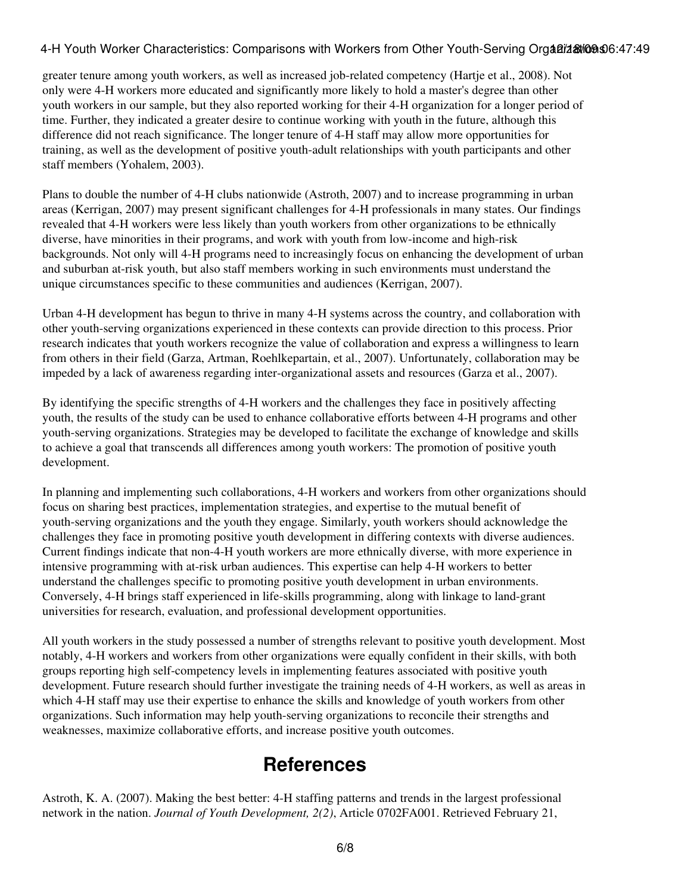greater tenure among youth workers, as well as increased job-related competency (Hartje et al., 2008). Not only were 4-H workers more educated and significantly more likely to hold a master's degree than other youth workers in our sample, but they also reported working for their 4-H organization for a longer period of time. Further, they indicated a greater desire to continue working with youth in the future, although this difference did not reach significance. The longer tenure of 4-H staff may allow more opportunities for training, as well as the development of positive youth-adult relationships with youth participants and other staff members (Yohalem, 2003).

Plans to double the number of 4-H clubs nationwide (Astroth, 2007) and to increase programming in urban areas (Kerrigan, 2007) may present significant challenges for 4-H professionals in many states. Our findings revealed that 4-H workers were less likely than youth workers from other organizations to be ethnically diverse, have minorities in their programs, and work with youth from low-income and high-risk backgrounds. Not only will 4-H programs need to increasingly focus on enhancing the development of urban and suburban at-risk youth, but also staff members working in such environments must understand the unique circumstances specific to these communities and audiences (Kerrigan, 2007).

Urban 4-H development has begun to thrive in many 4-H systems across the country, and collaboration with other youth-serving organizations experienced in these contexts can provide direction to this process. Prior research indicates that youth workers recognize the value of collaboration and express a willingness to learn from others in their field (Garza, Artman, Roehlkepartain, et al., 2007). Unfortunately, collaboration may be impeded by a lack of awareness regarding inter-organizational assets and resources (Garza et al., 2007).

By identifying the specific strengths of 4-H workers and the challenges they face in positively affecting youth, the results of the study can be used to enhance collaborative efforts between 4-H programs and other youth-serving organizations. Strategies may be developed to facilitate the exchange of knowledge and skills to achieve a goal that transcends all differences among youth workers: The promotion of positive youth development.

In planning and implementing such collaborations, 4-H workers and workers from other organizations should focus on sharing best practices, implementation strategies, and expertise to the mutual benefit of youth-serving organizations and the youth they engage. Similarly, youth workers should acknowledge the challenges they face in promoting positive youth development in differing contexts with diverse audiences. Current findings indicate that non-4-H youth workers are more ethnically diverse, with more experience in intensive programming with at-risk urban audiences. This expertise can help 4-H workers to better understand the challenges specific to promoting positive youth development in urban environments. Conversely, 4-H brings staff experienced in life-skills programming, along with linkage to land-grant universities for research, evaluation, and professional development opportunities.

All youth workers in the study possessed a number of strengths relevant to positive youth development. Most notably, 4-H workers and workers from other organizations were equally confident in their skills, with both groups reporting high self-competency levels in implementing features associated with positive youth development. Future research should further investigate the training needs of 4-H workers, as well as areas in which 4-H staff may use their expertise to enhance the skills and knowledge of youth workers from other organizations. Such information may help youth-serving organizations to reconcile their strengths and weaknesses, maximize collaborative efforts, and increase positive youth outcomes.

## References

Astroth, K. A. (2007). Making the best better: 4-H staffing patterns and trends in the largest professional network in the nation. *Journal of Youth Development, 2(2)*, Article 0702FA001. Retrieved February 21,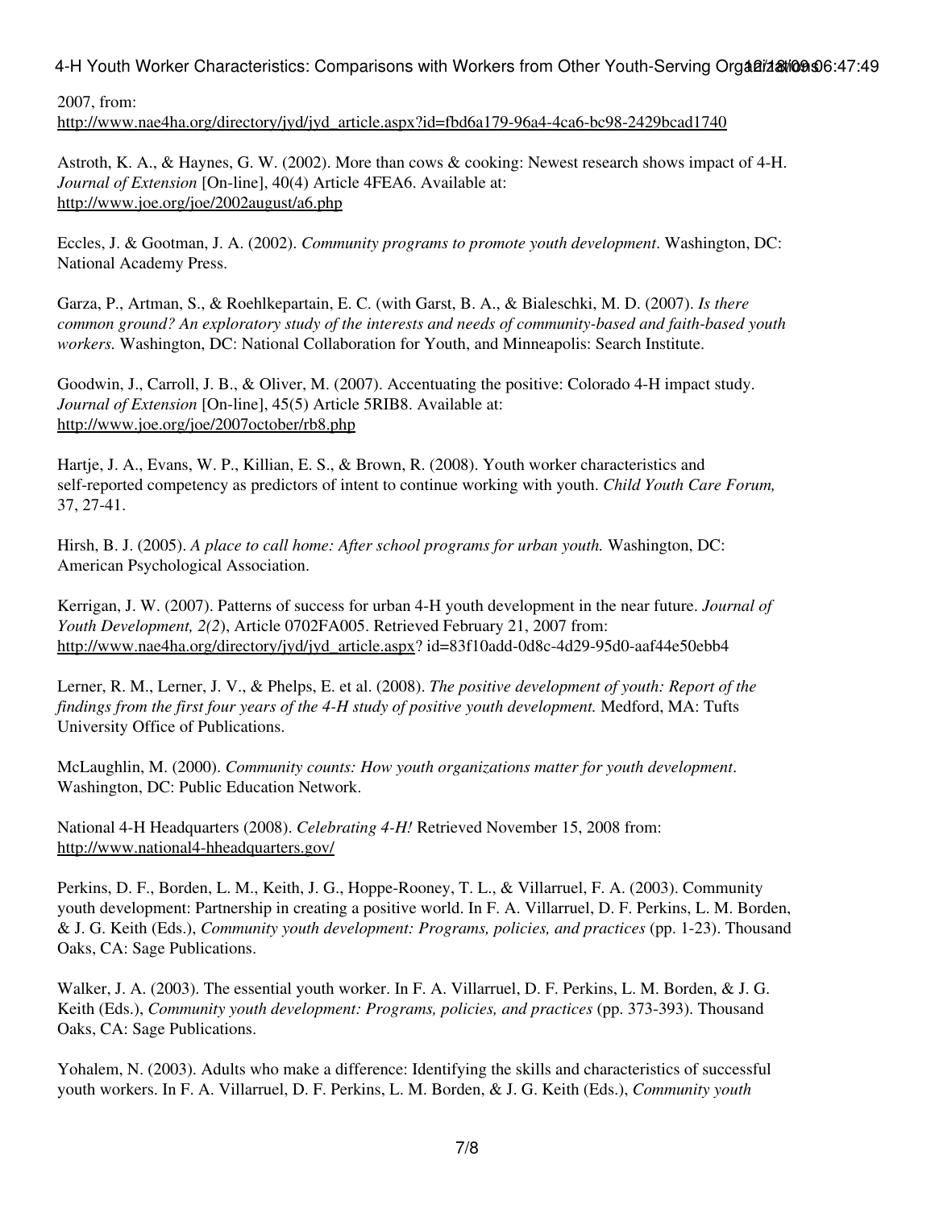2007, from:
http://www.nae4ha.org/directory/jyd/jyd_article.aspx?id=fbd6a179-96a4-4ca6-bc98-2429bcad1740

Astroth, K. A., & Haynes, G. W. (2002). More than cows & cooking: Newest research shows impact of 4-H. *Journal of Extension* [On-line], 40(4) Article 4FEA6. Available at: http://www.joe.org/joe/2002august/a6.php

Eccles, J. & Gootman, J. A. (2002). *Community programs to promote youth development*. Washington, DC: National Academy Press.

Garza, P., Artman, S., & Roehlkepartain, E. C. (with Garst, B. A., & Bialeschki, M. D. (2007). *Is there common ground? An exploratory study of the interests and needs of community-based and faith-based youth workers.* Washington, DC: National Collaboration for Youth, and Minneapolis: Search Institute.

Goodwin, J., Carroll, J. B., & Oliver, M. (2007). Accentuating the positive: Colorado 4-H impact study. *Journal of Extension* [On-line], 45(5) Article 5RIB8. Available at: http://www.joe.org/joe/2007october/rb8.php

Hartje, J. A., Evans, W. P., Killian, E. S., & Brown, R. (2008). Youth worker characteristics and self-reported competency as predictors of intent to continue working with youth. *Child Youth Care Forum,* 37, 27-41.

Hirsh, B. J. (2005). *A place to call home: After school programs for urban youth.* Washington, DC: American Psychological Association.

Kerrigan, J. W. (2007). Patterns of success for urban 4-H youth development in the near future. *Journal of Youth Development, 2(2*), Article 0702FA005. Retrieved February 21, 2007 from: http://www.nae4ha.org/directory/jyd/jyd_article.aspx? id=83f10add-0d8c-4d29-95d0-aaf44e50ebb4

Lerner, R. M., Lerner, J. V., & Phelps, E. et al. (2008). *The positive development of youth: Report of the findings from the first four years of the 4-H study of positive youth development.* Medford, MA: Tufts University Office of Publications.

McLaughlin, M. (2000). *Community counts: How youth organizations matter for youth development*. Washington, DC: Public Education Network.

National 4-H Headquarters (2008). *Celebrating 4-H!* Retrieved November 15, 2008 from: http://www.national4-hheadquarters.gov/

Perkins, D. F., Borden, L. M., Keith, J. G., Hoppe-Rooney, T. L., & Villarruel, F. A. (2003). Community youth development: Partnership in creating a positive world. In F. A. Villarruel, D. F. Perkins, L. M. Borden, & J. G. Keith (Eds.), *Community youth development: Programs, policies, and practices* (pp. 1-23). Thousand Oaks, CA: Sage Publications.

Walker, J. A. (2003). The essential youth worker. In F. A. Villarruel, D. F. Perkins, L. M. Borden, & J. G. Keith (Eds.), *Community youth development: Programs, policies, and practices* (pp. 373-393). Thousand Oaks, CA: Sage Publications.

Yohalem, N. (2003). Adults who make a difference: Identifying the skills and characteristics of successful youth workers. In F. A. Villarruel, D. F. Perkins, L. M. Borden, & J. G. Keith (Eds.), *Community youth*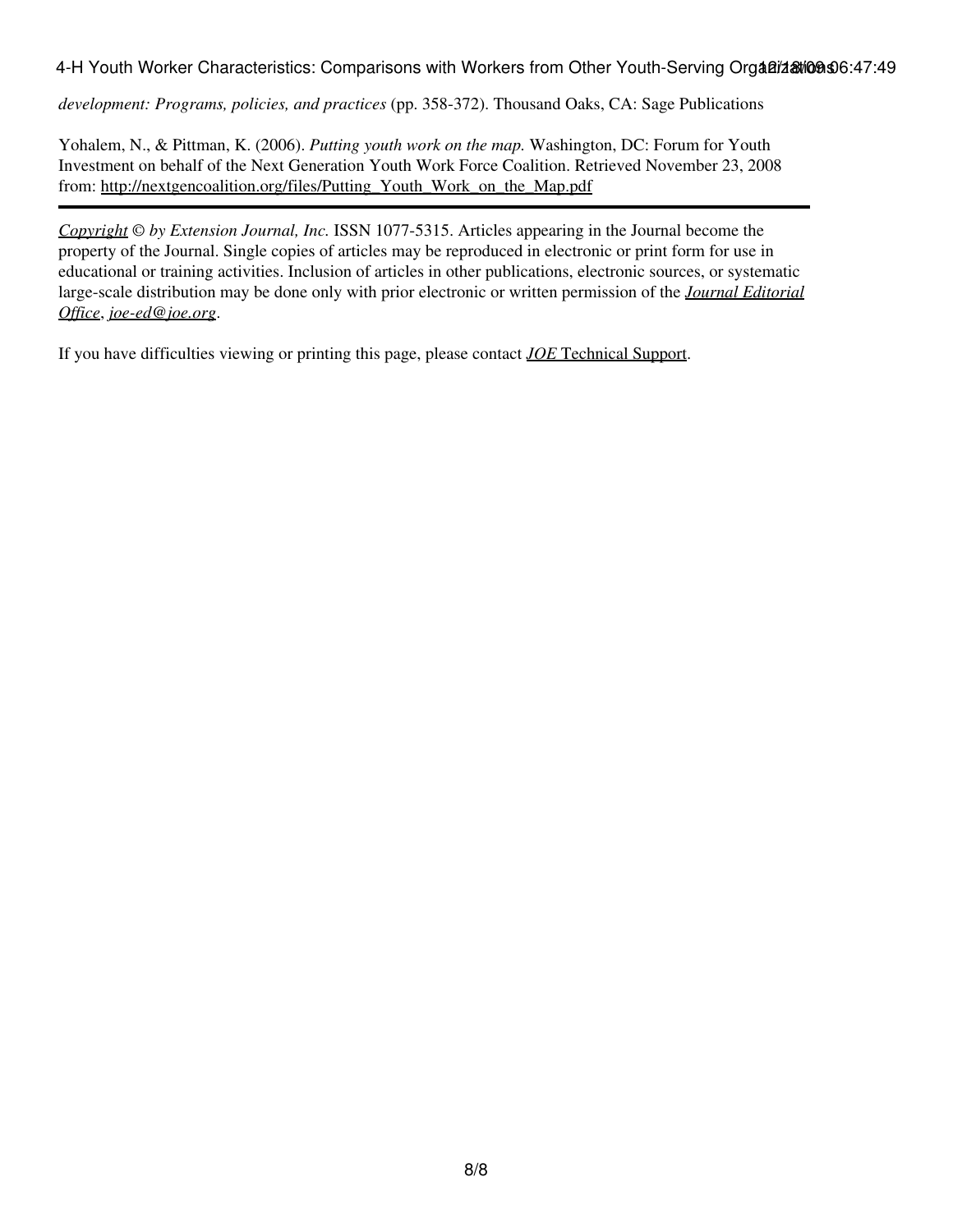*development: Programs, policies, and practices* (pp. 358-372). Thousand Oaks, CA: Sage Publications

Yohalem, N., & Pittman, K. (2006). *Putting youth work on the map.* Washington, DC: Forum for Youth Investment on behalf of the Next Generation Youth Work Force Coalition. Retrieved November 23, 2008 from: http://nextgencoalition.org/files/Putting_Youth_Work_on_the_Map.pdf

---

*Copyright © by Extension Journal, Inc.* ISSN 1077-5315. Articles appearing in the Journal become the property of the Journal. Single copies of articles may be reproduced in electronic or print form for use in educational or training activities. Inclusion of articles in other publications, electronic sources, or systematic large-scale distribution may be done only with prior electronic or written permission of the *Journal Editorial Office*, *joe-ed@joe.org*.

If you have difficulties viewing or printing this page, please contact *JOE* Technical Support.